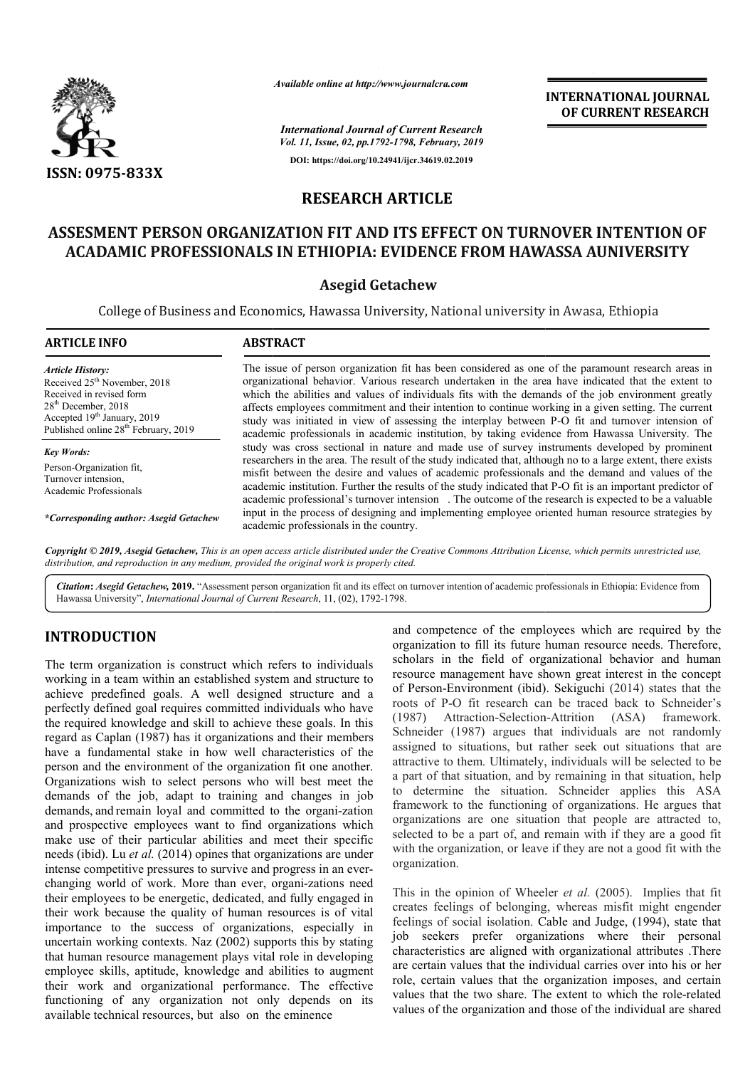*Available online at http://www.journalcra.com*

*International Journal of Current Research*
*Vol. 11, Issue, 02, pp.1792-1798, February, 2019*

**DOI: https://doi.org/10.24941/ijcr.34619.02.2019**

**INTERNATIONAL JOURNAL OF CURRENT RESEARCH**

ISSN: 0975-833X

# RESEARCH ARTICLE

# ASSESMENT PERSON ORGANIZATION FIT AND ITS EFFECT ON TURNOVER INTENTION OF ACADAMIC PROFESSIONALS IN ETHIOPIA: EVIDENCE FROM HAWASSA AUNIVERSITY

**Asegid Getachew**

College of Business and Economics, Hawassa University, National university in Awasa, Ethiopia

**ARTICLE INFO**

*Article History:*

Received 25th November, 2018
Received in revised form
28th December, 2018
Accepted 19th January, 2019
Published online 28th February, 2019

*Key Words:*

Person-Organization fit,
Turnover intension,
Academic Professionals

***Corresponding author:** **Asegid Getachew**

**ABSTRACT**

The issue of person organization fit has been considered as one of the paramount research areas in organizational behavior. Various research undertaken in the area have indicated that the extent to which the abilities and values of individuals fits with the demands of the job environment greatly affects employees commitment and their intention to continue working in a given setting. The current study was initiated in view of assessing the interplay between P-O fit and turnover intension of academic professionals in academic institution, by taking evidence from Hawassa University. The study was cross sectional in nature and made use of survey instruments developed by prominent researchers in the area. The result of the study indicated that, although no to a large extent, there exists misfit between the desire and values of academic professionals and the demand and values of the academic institution. Further the results of the study indicated that P-O fit is an important predictor of academic professional's turnover intension . The outcome of the research is expected to be a valuable input in the process of designing and implementing employee oriented human resource strategies by academic professionals in the country.

*Copyright © 2019, Asegid Getachew, This is an open access article distributed under the Creative Commons Attribution License, which permits unrestricted use, distribution, and reproduction in any medium, provided the original work is properly cited.*

***Citation:*** ***Asegid Getachew,*** **2019.** "Assessment person organization fit and its effect on turnover intention of academic professionals in Ethiopia: Evidence from Hawassa University", *International Journal of Current Research*, 11, (02), 1792-1798.

## INTRODUCTION

The term organization is construct which refers to individuals working in a team within an established system and structure to achieve predefined goals. A well designed structure and a perfectly defined goal requires committed individuals who have the required knowledge and skill to achieve these goals. In this regard as Caplan (1987) has it organizations and their members have a fundamental stake in how well characteristics of the person and the environment of the organization fit one another. Organizations wish to select persons who will best meet the demands of the job, adapt to training and changes in job demands, and remain loyal and committed to the organi-zation and prospective employees want to find organizations which make use of their particular abilities and meet their specific needs (ibid). Lu *et al.* (2014) opines that organizations are under intense competitive pressures to survive and progress in an ever-changing world of work. More than ever, organi-zations need their employees to be energetic, dedicated, and fully engaged in their work because the quality of human resources is of vital importance to the success of organizations, especially in uncertain working contexts. Naz (2002) supports this by stating that human resource management plays vital role in developing employee skills, aptitude, knowledge and abilities to augment their work and organizational performance. The effective functioning of any organization not only depends on its available technical resources, but also on the eminence and competence of the employees which are required by the organization to fill its future human resource needs. Therefore, scholars in the field of organizational behavior and human resource management have shown great interest in the concept of Person-Environment (ibid). Sekiguchi (2014) states that the roots of P-O fit research can be traced back to Schneider's (1987) Attraction-Selection-Attrition (ASA) framework. Schneider (1987) argues that individuals are not randomly assigned to situations, but rather seek out situations that are attractive to them. Ultimately, individuals will be selected to be a part of that situation, and by remaining in that situation, help to determine the situation. Schneider applies this ASA framework to the functioning of organizations. He argues that organizations are one situation that people are attracted to, selected to be a part of, and remain with if they are a good fit with the organization, or leave if they are not a good fit with the organization.

This in the opinion of Wheeler *et al.* (2005). Implies that fit creates feelings of belonging, whereas misfit might engender feelings of social isolation. Cable and Judge, (1994), state that job seekers prefer organizations where their personal characteristics are aligned with organizational attributes .There are certain values that the individual carries over into his or her role, certain values that the organization imposes, and certain values that the two share. The extent to which the role-related values of the organization and those of the individual are shared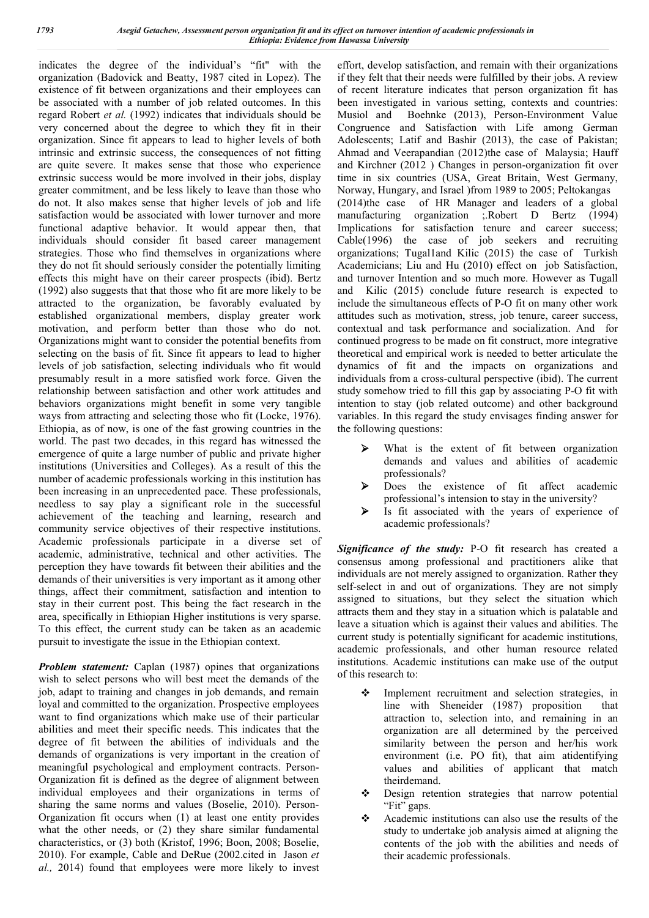indicates the degree of the individual's "fit" with the organization (Badovick and Beatty, 1987 cited in Lopez). The existence of fit between organizations and their employees can be associated with a number of job related outcomes. In this regard Robert *et al.* (1992) indicates that individuals should be very concerned about the degree to which they fit in their organization. Since fit appears to lead to higher levels of both intrinsic and extrinsic success, the consequences of not fitting are quite severe. It makes sense that those who experience extrinsic success would be more involved in their jobs, display greater commitment, and be less likely to leave than those who do not. It also makes sense that higher levels of job and life satisfaction would be associated with lower turnover and more functional adaptive behavior. It would appear then, that individuals should consider fit based career management strategies. Those who find themselves in organizations where they do not fit should seriously consider the potentially limiting effects this might have on their career prospects (ibid). Bertz (1992) also suggests that that those who fit are more likely to be attracted to the organization, be favorably evaluated by established organizational members, display greater work motivation, and perform better than those who do not. Organizations might want to consider the potential benefits from selecting on the basis of fit. Since fit appears to lead to higher levels of job satisfaction, selecting individuals who fit would presumably result in a more satisfied work force. Given the relationship between satisfaction and other work attitudes and behaviors organizations might benefit in some very tangible ways from attracting and selecting those who fit (Locke, 1976). Ethiopia, as of now, is one of the fast growing countries in the world. The past two decades, in this regard has witnessed the emergence of quite a large number of public and private higher institutions (Universities and Colleges). As a result of this the number of academic professionals working in this institution has been increasing in an unprecedented pace. These professionals, needless to say play a significant role in the successful achievement of the teaching and learning, research and community service objectives of their respective institutions. Academic professionals participate in a diverse set of academic, administrative, technical and other activities. The perception they have towards fit between their abilities and the demands of their universities is very important as it among other things, affect their commitment, satisfaction and intention to stay in their current post. This being the fact research in the area, specifically in Ethiopian Higher institutions is very sparse. To this effect, the current study can be taken as an academic pursuit to investigate the issue in the Ethiopian context.

***Problem statement:*** Caplan (1987) opines that organizations wish to select persons who will best meet the demands of the job, adapt to training and changes in job demands, and remain loyal and committed to the organization. Prospective employees want to find organizations which make use of their particular abilities and meet their specific needs. This indicates that the degree of fit between the abilities of individuals and the demands of organizations is very important in the creation of meaningful psychological and employment contracts. Person-Organization fit is defined as the degree of alignment between individual employees and their organizations in terms of sharing the same norms and values (Boselie, 2010). Person-Organization fit occurs when (1) at least one entity provides what the other needs, or (2) they share similar fundamental characteristics, or (3) both (Kristof, 1996; Boon, 2008; Boselie, 2010). For example, Cable and DeRue (2002.cited in Jason *et al.,* 2014) found that employees were more likely to invest effort, develop satisfaction, and remain with their organizations if they felt that their needs were fulfilled by their jobs. A review of recent literature indicates that person organization fit has been investigated in various setting, contexts and countries: Musiol and Boehnke (2013), Person-Environment Value Congruence and Satisfaction with Life among German Adolescents; Latif and Bashir (2013), the case of Pakistan; Ahmad and Veerapandian (2012)the case of Malaysia; Hauff and Kirchner (2012 ) Changes in person-organization fit over time in six countries (USA, Great Britain, West Germany, Norway, Hungary, and Israel )from 1989 to 2005; Peltokangas (2014)the case of HR Manager and leaders of a global manufacturing organization ;.Robert D Bertz (1994) Implications for satisfaction tenure and career success; Cable(1996) the case of job seekers and recruiting organizations; Tugal1and Kilic (2015) the case of Turkish Academicians; Liu and Hu (2010) effect on job Satisfaction, and turnover Intention and so much more. However as Tugall and Kilic (2015) conclude future research is expected to include the simultaneous effects of P-O fit on many other work attitudes such as motivation, stress, job tenure, career success, contextual and task performance and socialization. And for continued progress to be made on fit construct, more integrative theoretical and empirical work is needed to better articulate the dynamics of fit and the impacts on organizations and individuals from a cross-cultural perspective (ibid). The current study somehow tried to fill this gap by associating P-O fit with intention to stay (job related outcome) and other background variables. In this regard the study envisages finding answer for the following questions:

- What is the extent of fit between organization demands and values and abilities of academic professionals?
- Does the existence of fit affect academic professional's intension to stay in the university?
- Is fit associated with the years of experience of academic professionals?

***Significance of the study:*** P-O fit research has created a consensus among professional and practitioners alike that individuals are not merely assigned to organization. Rather they self-select in and out of organizations. They are not simply assigned to situations, but they select the situation which attracts them and they stay in a situation which is palatable and leave a situation which is against their values and abilities. The current study is potentially significant for academic institutions, academic professionals, and other human resource related institutions. Academic institutions can make use of the output of this research to:

- Implement recruitment and selection strategies, in line with Sheneider (1987) proposition that attraction to, selection into, and remaining in an organization are all determined by the perceived similarity between the person and her/his work environment (i.e. PO fit), that aim atidentifying values and abilities of applicant that match theirdemand.
- Design retention strategies that narrow potential "Fit" gaps.
- Academic institutions can also use the results of the study to undertake job analysis aimed at aligning the contents of the job with the abilities and needs of their academic professionals.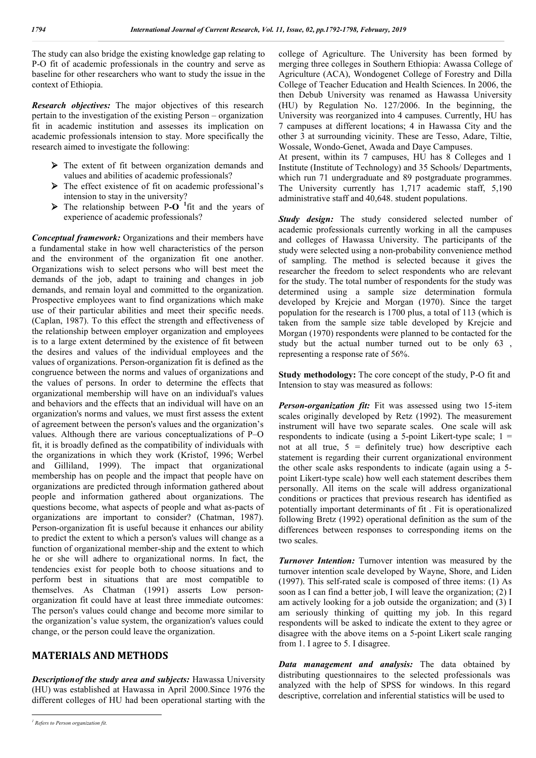The study can also bridge the existing knowledge gap relating to P-O fit of academic professionals in the country and serve as baseline for other researchers who want to study the issue in the context of Ethiopia.

***Research objectives:*** The major objectives of this research pertain to the investigation of the existing Person – organization fit in academic institution and assesses its implication on academic professionals intension to stay. More specifically the research aimed to investigate the following:

- The extent of fit between organization demands and values and abilities of academic professionals?
- The effect existence of fit on academic professional's intension to stay in the university?
- The relationship between P-O[1] fit and the years of experience of academic professionals?

***Conceptual framework:*** Organizations and their members have a fundamental stake in how well characteristics of the person and the environment of the organization fit one another. Organizations wish to select persons who will best meet the demands of the job, adapt to training and changes in job demands, and remain loyal and committed to the organization. Prospective employees want to find organizations which make use of their particular abilities and meet their specific needs. (Caplan, 1987). To this effect the strength and effectiveness of the relationship between employer organization and employees is to a large extent determined by the existence of fit between the desires and values of the individual employees and the values of organizations. Person-organization fit is defined as the congruence between the norms and values of organizations and the values of persons. In order to determine the effects that organizational membership will have on an individual's values and behaviors and the effects that an individual will have on an organization's norms and values, we must first assess the extent of agreement between the person's values and the organization's values. Although there are various conceptualizations of P–O fit, it is broadly defined as the compatibility of individuals with the organizations in which they work (Kristof, 1996; Werbel and Gilliland, 1999). The impact that organizational membership has on people and the impact that people have on organizations are predicted through information gathered about people and information gathered about organizations. The questions become, what aspects of people and what as-pacts of organizations are important to consider? (Chatman, 1987). Person-organization fit is useful because it enhances our ability to predict the extent to which a person's values will change as a function of organizational member-ship and the extent to which he or she will adhere to organizational norms. In fact, the tendencies exist for people both to choose situations and to perform best in situations that are most compatible to themselves. As Chatman (1991) asserts Low person-organization fit could have at least three immediate outcomes: The person's values could change and become more similar to the organization's value system, the organization's values could change, or the person could leave the organization.

## MATERIALS AND METHODS

***Descriptionof the study area and subjects:*** Hawassa University (HU) was established at Hawassa in April 2000.Since 1976 the different colleges of HU had been operational starting with the college of Agriculture. The University has been formed by merging three colleges in Southern Ethiopia: Awassa College of Agriculture (ACA), Wondogenet College of Forestry and Dilla College of Teacher Education and Health Sciences. In 2006, the then Debub University was renamed as Hawassa University (HU) by Regulation No. 127/2006. In the beginning, the University was reorganized into 4 campuses. Currently, HU has 7 campuses at different locations; 4 in Hawassa City and the other 3 at surrounding vicinity. These are Tesso, Adare, Tiltie, Wossale, Wondo-Genet, Awada and Daye Campuses.

At present, within its 7 campuses, HU has 8 Colleges and 1 Institute (Institute of Technology) and 35 Schools/ Departments, which run 71 undergraduate and 89 postgraduate programmes. The University currently has 1,717 academic staff, 5,190 administrative staff and 40,648. student populations.

***Study design:*** The study considered selected number of academic professionals currently working in all the campuses and colleges of Hawassa University. The participants of the study were selected using a non-probability convenience method of sampling. The method is selected because it gives the researcher the freedom to select respondents who are relevant for the study. The total number of respondents for the study was determined using a sample size determination formula developed by Krejcie and Morgan (1970). Since the target population for the research is 1700 plus, a total of 113 (which is taken from the sample size table developed by Krejcie and Morgan (1970) respondents were planned to be contacted for the study but the actual number turned out to be only 63 , representing a response rate of 56%.

**Study methodology:** The core concept of the study, P-O fit and Intension to stay was measured as follows:

***Person-organization fit:*** Fit was assessed using two 15-item scales originally developed by Retz (1992). The measurement instrument will have two separate scales. One scale will ask respondents to indicate (using a 5-point Likert-type scale; 1 = not at all true, 5 = definitely true) how descriptive each statement is regarding their current organizational environment the other scale asks respondents to indicate (again using a 5-point Likert-type scale) how well each statement describes them personally. All items on the scale will address organizational conditions or practices that previous research has identified as potentially important determinants of fit . Fit is operationalized following Bretz (1992) operational definition as the sum of the differences between responses to corresponding items on the two scales.

***Turnover Intention:*** Turnover intention was measured by the turnover intention scale developed by Wayne, Shore, and Liden (1997). This self-rated scale is composed of three items: (1) As soon as I can find a better job, I will leave the organization; (2) I am actively looking for a job outside the organization; and (3) I am seriously thinking of quitting my job. In this regard respondents will be asked to indicate the extent to they agree or disagree with the above items on a 5-point Likert scale ranging from 1. I agree to 5. I disagree.

***Data management and analysis:*** The data obtained by distributing questionnaires to the selected professionals was analyzed with the help of SPSS for windows. In this regard descriptive, correlation and inferential statistics will be used to

[1] Refers to Person organization fit.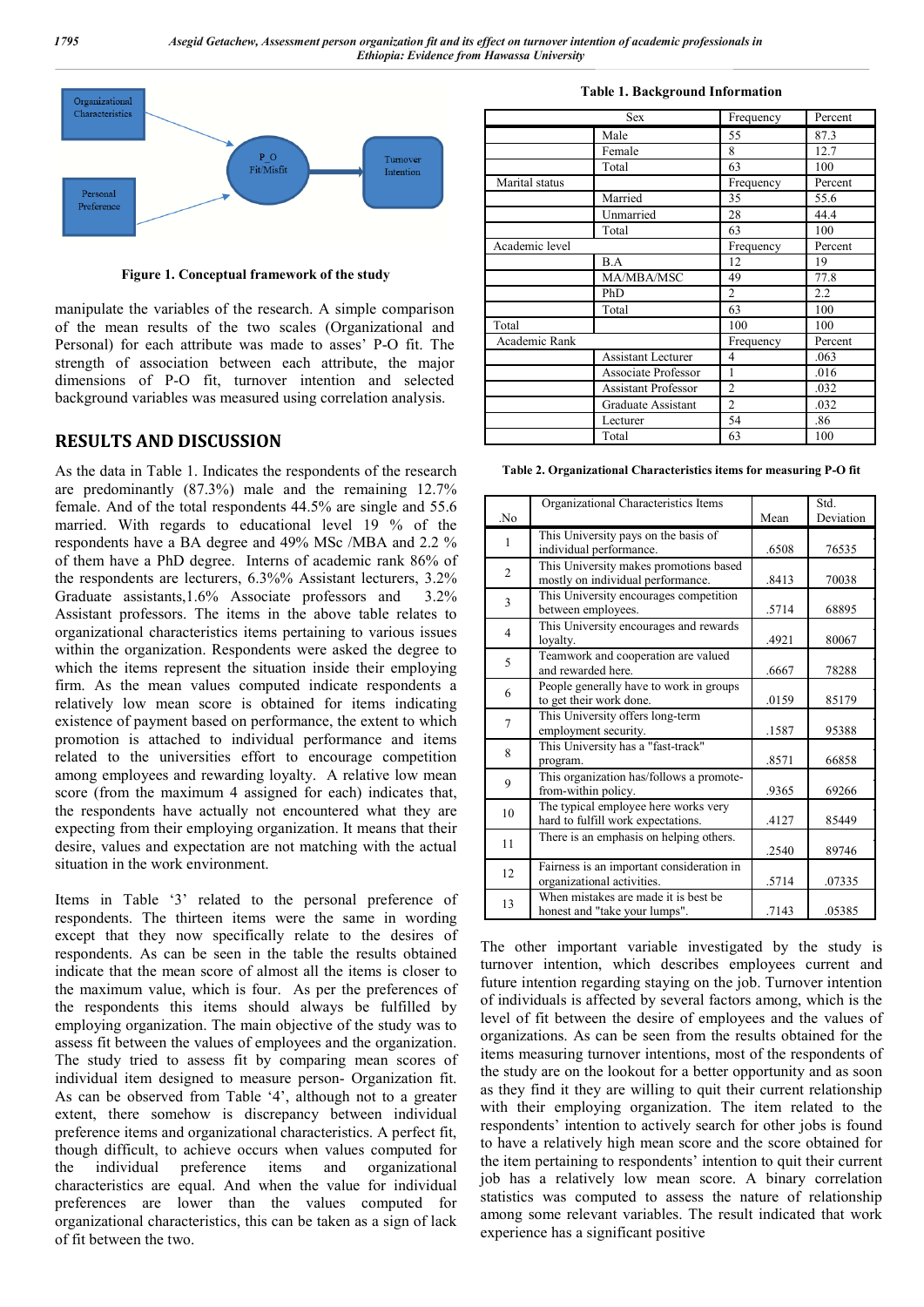Organizational Characteristics

Personal Preference

P_O Fit/Misfit

Turnover Intention

**Figure 1. Conceptual framework of the study**

manipulate the variables of the research. A simple comparison of the mean results of the two scales (Organizational and Personal) for each attribute was made to asses' P-O fit. The strength of association between each attribute, the major dimensions of P-O fit, turnover intention and selected background variables was measured using correlation analysis.

## RESULTS AND DISCUSSION

As the data in Table 1. Indicates the respondents of the research are predominantly (87.3%) male and the remaining 12.7% female. And of the total respondents 44.5% are single and 55.6 married. With regards to educational level 19 % of the respondents have a BA degree and 49% MSc /MBA and 2.2 % of them have a PhD degree. Interns of academic rank 86% of the respondents are lecturers, 6.3%% Assistant lecturers, 3.2% Graduate assistants,1.6% Associate professors and 3.2% Assistant professors. The items in the above table relates to organizational characteristics items pertaining to various issues within the organization. Respondents were asked the degree to which the items represent the situation inside their employing firm. As the mean values computed indicate respondents a relatively low mean score is obtained for items indicating existence of payment based on performance, the extent to which promotion is attached to individual performance and items related to the universities effort to encourage competition among employees and rewarding loyalty. A relative low mean score (from the maximum 4 assigned for each) indicates that, the respondents have actually not encountered what they are expecting from their employing organization. It means that their desire, values and expectation are not matching with the actual situation in the work environment.

Items in Table '3' related to the personal preference of respondents. The thirteen items were the same in wording except that they now specifically relate to the desires of respondents. As can be seen in the table the results obtained indicate that the mean score of almost all the items is closer to the maximum value, which is four. As per the preferences of the respondents this items should always be fulfilled by employing organization. The main objective of the study was to assess fit between the values of employees and the organization. The study tried to assess fit by comparing mean scores of individual item designed to measure person- Organization fit. As can be observed from Table '4', although not to a greater extent, there somehow is discrepancy between individual preference items and organizational characteristics. A perfect fit, though difficult, to achieve occurs when values computed for the individual preference items and organizational characteristics are equal. And when the value for individual preferences are lower than the values computed for organizational characteristics, this can be taken as a sign of lack of fit between the two.

**Table 1. Background Information**

| Sex | | Frequency | Percent |
|---|---|---|---|
| | Male | 55 | 87.3 |
| | Female | 8 | 12.7 |
| | Total | 63 | 100 |
| Marital status | | Frequency | Percent |
| | Married | 35 | 55.6 |
| | Unmarried | 28 | 44.4 |
| | Total | 63 | 100 |
| Academic level | | Frequency | Percent |
| | B.A | 12 | 19 |
| | MA/MBA/MSC | 49 | 77.8 |
| | PhD | 2 | 2.2 |
| | Total | 63 | 100 |
| Total | | 100 | 100 |
| Academic Rank | | Frequency | Percent |
| | Assistant Lecturer | 4 | .063 |
| | Associate Professor | 1 | .016 |
| | Assistant Professor | 2 | .032 |
| | Graduate Assistant | 2 | .032 |
| | Lecturer | 54 | .86 |
| | Total | 63 | 100 |

**Table 2. Organizational Characteristics items for measuring P-O fit**

| .No | Organizational Characteristics Items | Mean | Std. Deviation |
|---|---|---|---|
| 1 | This University pays on the basis of individual performance. | .6508 | 76535 |
| 2 | This University makes promotions based mostly on individual performance. | .8413 | 70038 |
| 3 | This University encourages competition between employees. | .5714 | 68895 |
| 4 | This University encourages and rewards loyalty. | .4921 | 80067 |
| 5 | Teamwork and cooperation are valued and rewarded here. | .6667 | 78288 |
| 6 | People generally have to work in groups to get their work done. | .0159 | 85179 |
| 7 | This University offers long-term employment security. | .1587 | 95388 |
| 8 | This University has a "fast-track" program. | .8571 | 66858 |
| 9 | This organization has/follows a promote-from-within policy. | .9365 | 69266 |
| 10 | The typical employee here works very hard to fulfill work expectations. | .4127 | 85449 |
| 11 | There is an emphasis on helping others. | .2540 | 89746 |
| 12 | Fairness is an important consideration in organizational activities. | .5714 | .07335 |
| 13 | When mistakes are made it is best be honest and "take your lumps". | .7143 | .05385 |

The other important variable investigated by the study is turnover intention, which describes employees current and future intention regarding staying on the job. Turnover intention of individuals is affected by several factors among, which is the level of fit between the desire of employees and the values of organizations. As can be seen from the results obtained for the items measuring turnover intentions, most of the respondents of the study are on the lookout for a better opportunity and as soon as they find it they are willing to quit their current relationship with their employing organization. The item related to the respondents' intention to actively search for other jobs is found to have a relatively high mean score and the score obtained for the item pertaining to respondents' intention to quit their current job has a relatively low mean score. A binary correlation statistics was computed to assess the nature of relationship among some relevant variables. The result indicated that work experience has a significant positive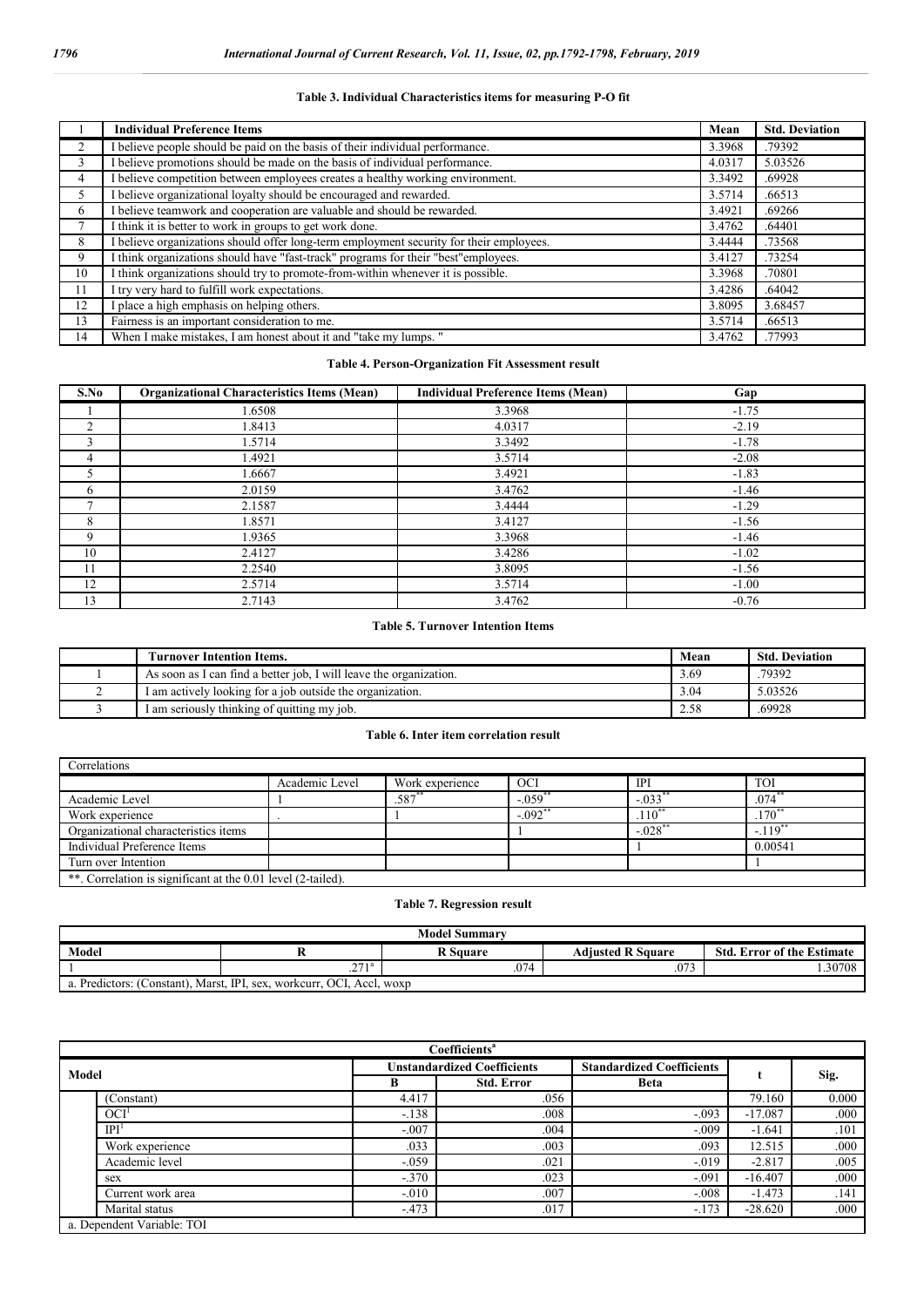**Table 3. Individual Characteristics items for measuring P-O fit**

| 1 | Individual Preference Items | Mean | Std. Deviation |
|---|---|---|---|
| 2 | I believe people should be paid on the basis of their individual performance. | 3.3968 | .79392 |
| 3 | I believe promotions should be made on the basis of individual performance. | 4.0317 | 5.03526 |
| 4 | I believe competition between employees creates a healthy working environment. | 3.3492 | .69928 |
| 5 | I believe organizational loyalty should be encouraged and rewarded. | 3.5714 | .66513 |
| 6 | I believe teamwork and cooperation are valuable and should be rewarded. | 3.4921 | .69266 |
| 7 | I think it is better to work in groups to get work done. | 3.4762 | .64401 |
| 8 | I believe organizations should offer long-term employment security for their employees. | 3.4444 | .73568 |
| 9 | I think organizations should have "fast-track" programs for their "best"employees. | 3.4127 | .73254 |
| 10 | I think organizations should try to promote-from-within whenever it is possible. | 3.3968 | .70801 |
| 11 | I try very hard to fulfill work expectations. | 3.4286 | .64042 |
| 12 | I place a high emphasis on helping others. | 3.8095 | 3.68457 |
| 13 | Fairness is an important consideration to me. | 3.5714 | .66513 |
| 14 | When I make mistakes, I am honest about it and "take my lumps. " | 3.4762 | .77993 |

**Table 4. Person-Organization Fit Assessment result**

| S.No | Organizational Characteristics Items (Mean) | Individual Preference Items (Mean) | Gap |
|---|---|---|---|
| 1 | 1.6508 | 3.3968 | -1.75 |
| 2 | 1.8413 | 4.0317 | -2.19 |
| 3 | 1.5714 | 3.3492 | -1.78 |
| 4 | 1.4921 | 3.5714 | -2.08 |
| 5 | 1.6667 | 3.4921 | -1.83 |
| 6 | 2.0159 | 3.4762 | -1.46 |
| 7 | 2.1587 | 3.4444 | -1.29 |
| 8 | 1.8571 | 3.4127 | -1.56 |
| 9 | 1.9365 | 3.3968 | -1.46 |
| 10 | 2.4127 | 3.4286 | -1.02 |
| 11 | 2.2540 | 3.8095 | -1.56 |
| 12 | 2.5714 | 3.5714 | -1.00 |
| 13 | 2.7143 | 3.4762 | -0.76 |

**Table 5. Turnover Intention Items**

| | Turnover Intention Items. | Mean | Std. Deviation |
|---|---|---|---|
| 1 | As soon as I can find a better job, I will leave the organization. | 3.69 | .79392 |
| 2 | I am actively looking for a job outside the organization. | 3.04 | 5.03526 |
| 3 | I am seriously thinking of quitting my job. | 2.58 | .69928 |

**Table 6. Inter item correlation result**

| Correlations | Academic Level | Work experience | OCI | IPI | TOI |
|---|---|---|---|---|---|
| Academic Level | 1 | .587** | -.059** | -.033** | .074** |
| Work experience | . | 1 | -.092** | .110** | .170** |
| Organizational characteristics items | | | 1 | -.028** | -.119** |
| Individual Preference Items | | | | 1 | 0.00541 |
| Turn over Intention | | | | | 1 |

**. Correlation is significant at the 0.01 level (2-tailed).

**Table 7. Regression result**

| Model Summary | | | | |
|---|---|---|---|---|
| Model | R | R Square | Adjusted R Square | Std. Error of the Estimate |
| 1 | .271[a] | .074 | .073 | 1.30708 |

a. Predictors: (Constant), Marst, IPI, sex, workcurr, OCI, Accl, woxp

| Coefficients[a] | | | | | |
|---|---|---|---|---|---|
| Model | Unstandardized Coefficients | | Standardized Coefficients | t | Sig. |
| | B | Std. Error | Beta | | |
| (Constant) | 4.417 | .056 | | 79.160 | 0.000 |
| OCI[1] | -.138 | .008 | -.093 | -17.087 | .000 |
| IPI[1] | -.007 | .004 | -.009 | -1.641 | .101 |
| Work experience | .033 | .003 | .093 | 12.515 | .000 |
| Academic level | -.059 | .021 | -.019 | -2.817 | .005 |
| sex | -.370 | .023 | -.091 | -16.407 | .000 |
| Current work area | -.010 | .007 | -.008 | -1.473 | .141 |
| Marital status | -.473 | .017 | -.173 | -28.620 | .000 |

a. Dependent Variable: TOI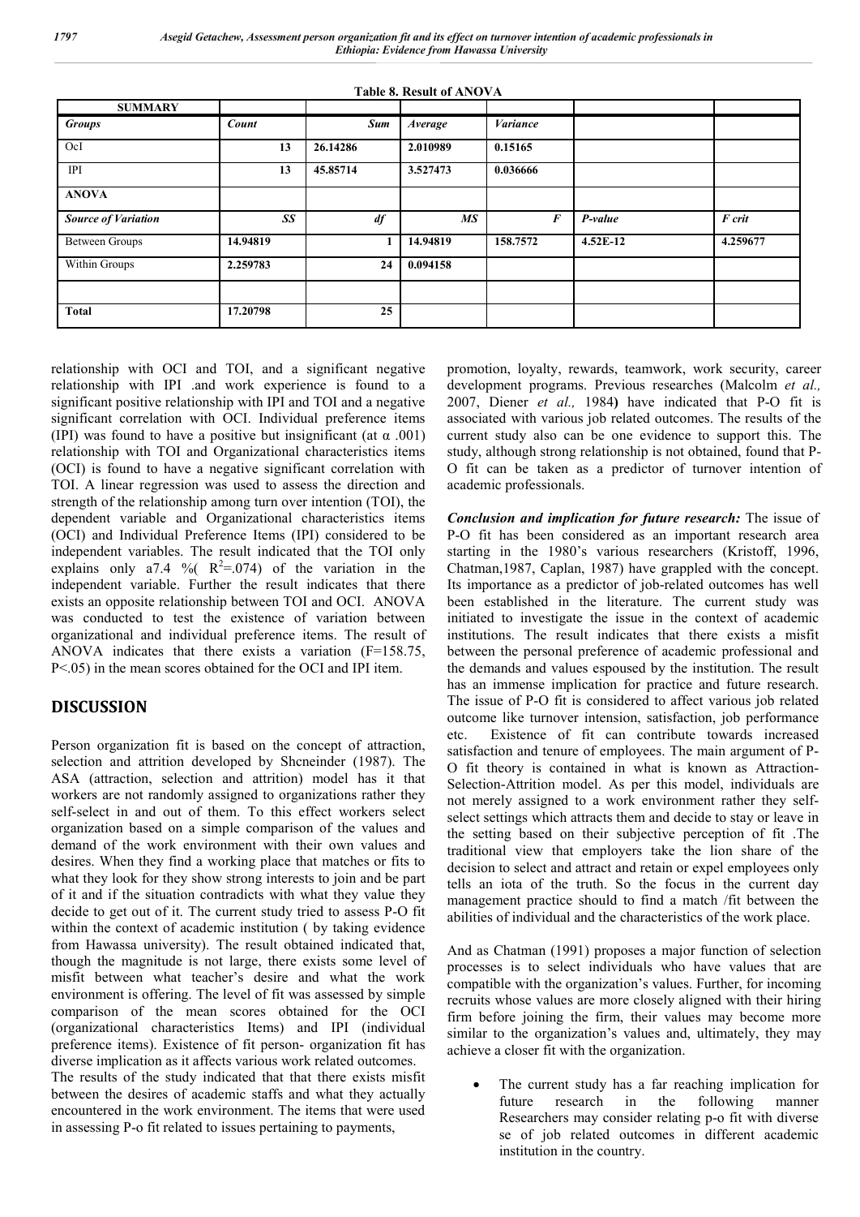**Table 8. Result of ANOVA**

| SUMMARY | | | | | | |
|---|---|---|---|---|---|---|
| ***Groups*** | ***Count*** | ***Sum*** | ***Average*** | ***Variance*** | | |
| OcI | 13 | 26.14286 | 2.010989 | 0.15165 | | |
| IPI | 13 | 45.85714 | 3.527473 | 0.036666 | | |
| **ANOVA** | | | | | | |
| ***Source of Variation*** | ***SS*** | ***df*** | ***MS*** | ***F*** | ***P-value*** | ***F crit*** |
| Between Groups | 14.94819 | 1 | 14.94819 | 158.7572 | 4.52E-12 | 4.259677 |
| Within Groups | 2.259783 | 24 | 0.094158 | | | |
| | | | | | | |
| **Total** | 17.20798 | 25 | | | | |

relationship with OCI and TOI, and a significant negative relationship with IPI .and work experience is found to a significant positive relationship with IPI and TOI and a negative significant correlation with OCI. Individual preference items (IPI) was found to have a positive but insignificant (at α .001) relationship with TOI and Organizational characteristics items (OCI) is found to have a negative significant correlation with TOI. A linear regression was used to assess the direction and strength of the relationship among turn over intention (TOI), the dependent variable and Organizational characteristics items (OCI) and Individual Preference Items (IPI) considered to be independent variables. The result indicated that the TOI only explains only a7.4 %( $R^2$=.074) of the variation in the independent variable. Further the result indicates that there exists an opposite relationship between TOI and OCI. ANOVA was conducted to test the existence of variation between organizational and individual preference items. The result of ANOVA indicates that there exists a variation (F=158.75, P<.05) in the mean scores obtained for the OCI and IPI item.

## DISCUSSION

Person organization fit is based on the concept of attraction, selection and attrition developed by Shcneinder (1987). The ASA (attraction, selection and attrition) model has it that workers are not randomly assigned to organizations rather they self-select in and out of them. To this effect workers select organization based on a simple comparison of the values and demand of the work environment with their own values and desires. When they find a working place that matches or fits to what they look for they show strong interests to join and be part of it and if the situation contradicts with what they value they decide to get out of it. The current study tried to assess P-O fit within the context of academic institution ( by taking evidence from Hawassa university). The result obtained indicated that, though the magnitude is not large, there exists some level of misfit between what teacher's desire and what the work environment is offering. The level of fit was assessed by simple comparison of the mean scores obtained for the OCI (organizational characteristics Items) and IPI (individual preference items). Existence of fit person- organization fit has diverse implication as it affects various work related outcomes. The results of the study indicated that that there exists misfit between the desires of academic staffs and what they actually encountered in the work environment. The items that were used in assessing P-o fit related to issues pertaining to payments, promotion, loyalty, rewards, teamwork, work security, career development programs. Previous researches (Malcolm *et al.,* 2007, Diener *et al.,* 1984**)** have indicated that P-O fit is associated with various job related outcomes. The results of the current study also can be one evidence to support this. The study, although strong relationship is not obtained, found that P-O fit can be taken as a predictor of turnover intention of academic professionals.

***Conclusion and implication for future research:*** The issue of P-O fit has been considered as an important research area starting in the 1980's various researchers (Kristoff, 1996, Chatman,1987, Caplan, 1987) have grappled with the concept. Its importance as a predictor of job-related outcomes has well been established in the literature. The current study was initiated to investigate the issue in the context of academic institutions. The result indicates that there exists a misfit between the personal preference of academic professional and the demands and values espoused by the institution. The result has an immense implication for practice and future research. The issue of P-O fit is considered to affect various job related outcome like turnover intension, satisfaction, job performance etc. Existence of fit can contribute towards increased satisfaction and tenure of employees. The main argument of P-O fit theory is contained in what is known as Attraction-Selection-Attrition model. As per this model, individuals are not merely assigned to a work environment rather they self-select settings which attracts them and decide to stay or leave in the setting based on their subjective perception of fit .The traditional view that employers take the lion share of the decision to select and attract and retain or expel employees only tells an iota of the truth. So the focus in the current day management practice should to find a match /fit between the abilities of individual and the characteristics of the work place.

And as Chatman (1991) proposes a major function of selection processes is to select individuals who have values that are compatible with the organization's values. Further, for incoming recruits whose values are more closely aligned with their hiring firm before joining the firm, their values may become more similar to the organization's values and, ultimately, they may achieve a closer fit with the organization.

- The current study has a far reaching implication for future research in the following manner Researchers may consider relating p-o fit with diverse se of job related outcomes in different academic institution in the country.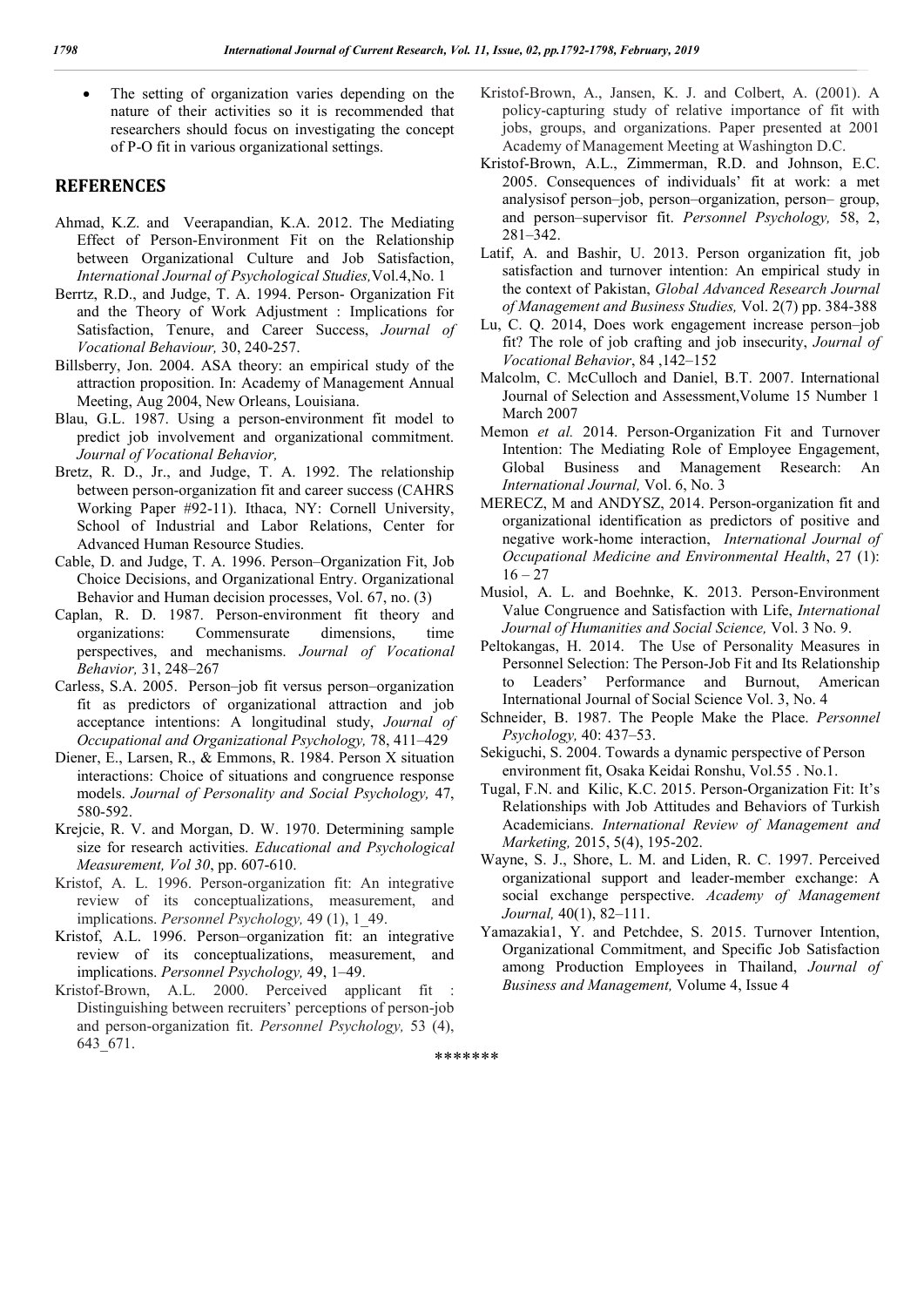- The setting of organization varies depending on the nature of their activities so it is recommended that researchers should focus on investigating the concept of P-O fit in various organizational settings.

## REFERENCES

Ahmad, K.Z. and Veerapandian, K.A. 2012. The Mediating Effect of Person-Environment Fit on the Relationship between Organizational Culture and Job Satisfaction, *International Journal of Psychological Studies,*Vol.4,No. 1

Berrtz, R.D., and Judge, T. A. 1994. Person- Organization Fit and the Theory of Work Adjustment : Implications for Satisfaction, Tenure, and Career Success, *Journal of Vocational Behaviour,* 30, 240-257.

Billsberry, Jon. 2004. ASA theory: an empirical study of the attraction proposition. In: Academy of Management Annual Meeting, Aug 2004, New Orleans, Louisiana.

Blau, G.L. 1987. Using a person-environment fit model to predict job involvement and organizational commitment. *Journal of Vocational Behavior,*

Bretz, R. D., Jr., and Judge, T. A. 1992. The relationship between person-organization fit and career success (CAHRS Working Paper #92-11). Ithaca, NY: Cornell University, School of Industrial and Labor Relations, Center for Advanced Human Resource Studies.

Cable, D. and Judge, T. A. 1996. Person–Organization Fit, Job Choice Decisions, and Organizational Entry. Organizational Behavior and Human decision processes, Vol. 67, no. (3)

Caplan, R. D. 1987. Person-environment fit theory and organizations: Commensurate dimensions, time perspectives, and mechanisms. *Journal of Vocational Behavior,* 31, 248–267

Carless, S.A. 2005. Person–job fit versus person–organization fit as predictors of organizational attraction and job acceptance intentions: A longitudinal study, *Journal of Occupational and Organizational Psychology,* 78, 411–429

Diener, E., Larsen, R., & Emmons, R. 1984. Person X situation interactions: Choice of situations and congruence response models. *Journal of Personality and Social Psychology,* 47, 580-592.

Krejcie, R. V. and Morgan, D. W. 1970. Determining sample size for research activities. *Educational and Psychological Measurement, Vol 30*, pp. 607-610.

Kristof, A. L. 1996. Person-organization fit: An integrative review of its conceptualizations, measurement, and implications. *Personnel Psychology,* 49 (1), 1_49.

Kristof, A.L. 1996. Person–organization fit: an integrative review of its conceptualizations, measurement, and implications. *Personnel Psychology,* 49, 1–49.

Kristof-Brown, A.L. 2000. Perceived applicant fit : Distinguishing between recruiters' perceptions of person-job and person-organization fit. *Personnel Psychology,* 53 (4), 643_671.

Kristof-Brown, A., Jansen, K. J. and Colbert, A. (2001). A policy-capturing study of relative importance of fit with jobs, groups, and organizations. Paper presented at 2001 Academy of Management Meeting at Washington D.C.

Kristof-Brown, A.L., Zimmerman, R.D. and Johnson, E.C. 2005. Consequences of individuals' fit at work: a met analysisof person–job, person–organization, person– group, and person–supervisor fit. *Personnel Psychology,* 58, 2, 281–342.

Latif, A. and Bashir, U. 2013. Person organization fit, job satisfaction and turnover intention: An empirical study in the context of Pakistan, *Global Advanced Research Journal of Management and Business Studies,* Vol. 2(7) pp. 384-388

Lu, C. Q. 2014, Does work engagement increase person–job fit? The role of job crafting and job insecurity, *Journal of Vocational Behavior*, 84 ,142–152

Malcolm, C. McCulloch and Daniel, B.T. 2007. International Journal of Selection and Assessment,Volume 15 Number 1 March 2007

Memon *et al.* 2014. Person-Organization Fit and Turnover Intention: The Mediating Role of Employee Engagement, Global Business and Management Research: An *International Journal,* Vol. 6, No. 3

MERECZ, M and ANDYSZ, 2014. Person-organization fit and organizational identification as predictors of positive and negative work-home interaction, *International Journal of Occupational Medicine and Environmental Health*, 27 (1): 16 – 27

Musiol, A. L. and Boehnke, K. 2013. Person-Environment Value Congruence and Satisfaction with Life, *International Journal of Humanities and Social Science,* Vol. 3 No. 9.

Peltokangas, H. 2014. The Use of Personality Measures in Personnel Selection: The Person-Job Fit and Its Relationship to Leaders' Performance and Burnout, American International Journal of Social Science Vol. 3, No. 4

Schneider, B. 1987. The People Make the Place. *Personnel Psychology,* 40: 437–53.

Sekiguchi, S. 2004. Towards a dynamic perspective of Person environment fit, Osaka Keidai Ronshu, Vol.55 . No.1.

Tugal, F.N. and Kilic, K.C. 2015. Person-Organization Fit: It's Relationships with Job Attitudes and Behaviors of Turkish Academicians. *International Review of Management and Marketing,* 2015, 5(4), 195-202.

Wayne, S. J., Shore, L. M. and Liden, R. C. 1997. Perceived organizational support and leader-member exchange: A social exchange perspective. *Academy of Management Journal,* 40(1), 82–111.

Yamazakia1, Y. and Petchdee, S. 2015. Turnover Intention, Organizational Commitment, and Specific Job Satisfaction among Production Employees in Thailand, *Journal of Business and Management,* Volume 4, Issue 4

*******